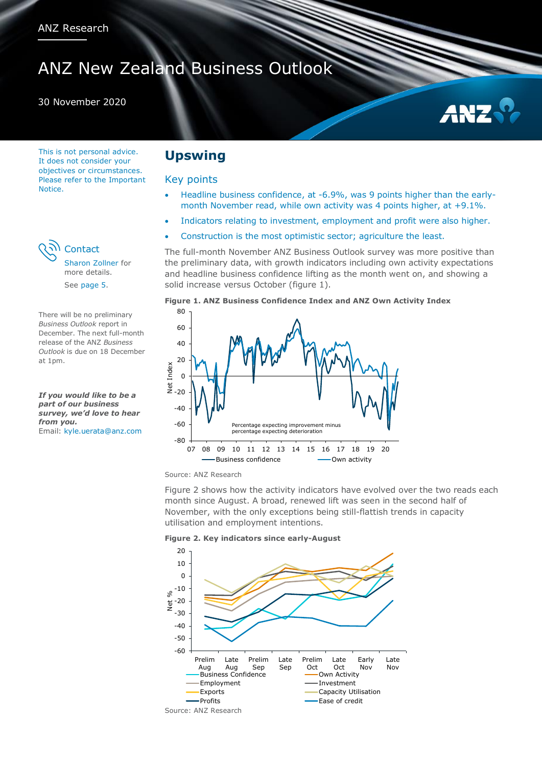ANZ Research

# ANZ New Zealand Business Outlook

30 November 2020

This is not personal advice. It does not consider your objectives or circumstances. Please refer to the Important Notice.

**Contact**

Sharon Zollner for more details.

See page 5.

There will be no preliminary *Business Outlook* report in December. The next full-month release of the ANZ *Business Outlook* is due on 18 December at 1pm.

***If you would like to be a part of our business survey, we'd love to hear from you.***
Email: kyle.uerata@anz.com

## Upswing

### Key points

- Headline business confidence, at -6.9%, was 9 points higher than the early-month November read, while own activity was 4 points higher, at +9.1%.
- Indicators relating to investment, employment and profit were also higher.
- Construction is the most optimistic sector; agriculture the least.

The full-month November ANZ Business Outlook survey was more positive than the preliminary data, with growth indicators including own activity expectations and headline business confidence lifting as the month went on, and showing a solid increase versus October (figure 1).

**Figure 1. ANZ Business Confidence Index and ANZ Own Activity Index**

Source: ANZ Research

Figure 2 shows how the activity indicators have evolved over the two reads each month since August. A broad, renewed lift was seen in the second half of November, with the only exceptions being still-flattish trends in capacity utilisation and employment intentions.

**Figure 2. Key indicators since early-August**

Source: ANZ Research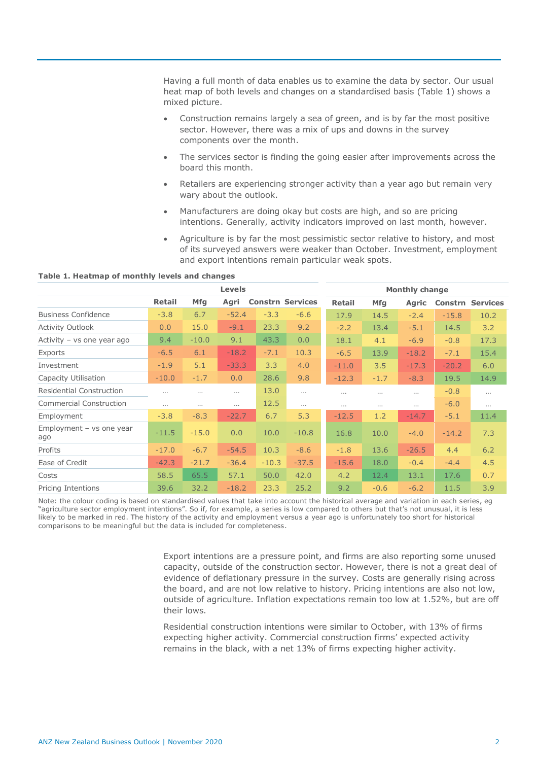Having a full month of data enables us to examine the data by sector. Our usual heat map of both levels and changes on a standardised basis (Table 1) shows a mixed picture.

- Construction remains largely a sea of green, and is by far the most positive sector. However, there was a mix of ups and downs in the survey components over the month.
- The services sector is finding the going easier after improvements across the board this month.
- Retailers are experiencing stronger activity than a year ago but remain very wary about the outlook.
- Manufacturers are doing okay but costs are high, and so are pricing intentions. Generally, activity indicators improved on last month, however.
- Agriculture is by far the most pessimistic sector relative to history, and most of its surveyed answers were weaker than October. Investment, employment and export intentions remain particular weak spots.

**Table 1. Heatmap of monthly levels and changes**

| | Levels | | | | | Monthly change | | | | |
|---|---|---|---|---|---|---|---|---|---|---|
| | **Retail** | **Mfg** | **Agri** | **Constrn** | **Services** | **Retail** | **Mfg** | **Agric** | **Constrn** | **Services** |
| Business Confidence | -3.8 | 6.7 | -52.4 | -3.3 | -6.6 | 17.9 | 14.5 | -2.4 | -15.8 | 10.2 |
| Activity Outlook | 0.0 | 15.0 | -9.1 | 23.3 | 9.2 | -2.2 | 13.4 | -5.1 | 14.5 | 3.2 |
| Activity – vs one year ago | 9.4 | -10.0 | 9.1 | 43.3 | 0.0 | 18.1 | 4.1 | -6.9 | -0.8 | 17.3 |
| Exports | -6.5 | 6.1 | -18.2 | -7.1 | 10.3 | -6.5 | 13.9 | -18.2 | -7.1 | 15.4 |
| Investment | -1.9 | 5.1 | -33.3 | 3.3 | 4.0 | -11.0 | 3.5 | -17.3 | -20.2 | 6.0 |
| Capacity Utilisation | -10.0 | -1.7 | 0.0 | 28.6 | 9.8 | -12.3 | -1.7 | -8.3 | 19.5 | 14.9 |
| Residential Construction | … | … | … | 13.0 | … | … | … | … | -0.8 | … |
| Commercial Construction | … | … | … | 12.5 | … | … | … | … | -6.0 | … |
| Employment | -3.8 | -8.3 | -22.7 | 6.7 | 5.3 | -12.5 | 1.2 | -14.7 | -5.1 | 11.4 |
| Employment – vs one year ago | -11.5 | -15.0 | 0.0 | 10.0 | -10.8 | 16.8 | 10.0 | -4.0 | -14.2 | 7.3 |
| Profits | -17.0 | -6.7 | -54.5 | 10.3 | -8.6 | -1.8 | 13.6 | -26.5 | 4.4 | 6.2 |
| Ease of Credit | -42.3 | -21.7 | -36.4 | -10.3 | -37.5 | -15.6 | 18.0 | -0.4 | -4.4 | 4.5 |
| Costs | 58.5 | 65.5 | 57.1 | 50.0 | 42.0 | 4.2 | 12.4 | 13.1 | 17.6 | 0.7 |
| Pricing Intentions | 39.6 | 32.2 | -18.2 | 23.3 | 25.2 | 9.2 | -0.6 | -6.2 | 11.5 | 3.9 |

Note: the colour coding is based on standardised values that take into account the historical average and variation in each series, eg "agriculture sector employment intentions". So if, for example, a series is low compared to others but that's not unusual, it is less likely to be marked in red. The history of the activity and employment versus a year ago is unfortunately too short for historical comparisons to be meaningful but the data is included for completeness.

Export intentions are a pressure point, and firms are also reporting some unused capacity, outside of the construction sector. However, there is not a great deal of evidence of deflationary pressure in the survey. Costs are generally rising across the board, and are not low relative to history. Pricing intentions are also not low, outside of agriculture. Inflation expectations remain too low at 1.52%, but are off their lows.

Residential construction intentions were similar to October, with 13% of firms expecting higher activity. Commercial construction firms' expected activity remains in the black, with a net 13% of firms expecting higher activity.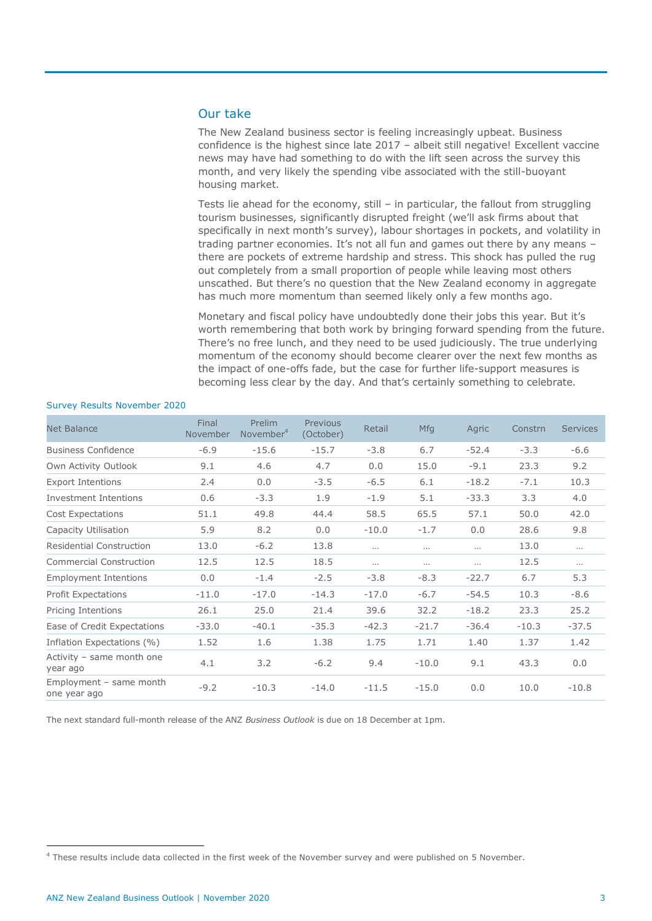## Our take

The New Zealand business sector is feeling increasingly upbeat. Business confidence is the highest since late 2017 – albeit still negative! Excellent vaccine news may have had something to do with the lift seen across the survey this month, and very likely the spending vibe associated with the still-buoyant housing market.

Tests lie ahead for the economy, still – in particular, the fallout from struggling tourism businesses, significantly disrupted freight (we'll ask firms about that specifically in next month's survey), labour shortages in pockets, and volatility in trading partner economies. It's not all fun and games out there by any means – there are pockets of extreme hardship and stress. This shock has pulled the rug out completely from a small proportion of people while leaving most others unscathed. But there's no question that the New Zealand economy in aggregate has much more momentum than seemed likely only a few months ago.

Monetary and fiscal policy have undoubtedly done their jobs this year. But it's worth remembering that both work by bringing forward spending from the future. There's no free lunch, and they need to be used judiciously. The true underlying momentum of the economy should become clearer over the next few months as the impact of one-offs fade, but the case for further life-support measures is becoming less clear by the day. And that's certainly something to celebrate.

Survey Results November 2020

| Net Balance | Final November | Prelim November[4] | Previous (October) | Retail | Mfg | Agric | Constrn | Services |
|---|---|---|---|---|---|---|---|---|
| Business Confidence | -6.9 | -15.6 | -15.7 | -3.8 | 6.7 | -52.4 | -3.3 | -6.6 |
| Own Activity Outlook | 9.1 | 4.6 | 4.7 | 0.0 | 15.0 | -9.1 | 23.3 | 9.2 |
| Export Intentions | 2.4 | 0.0 | -3.5 | -6.5 | 6.1 | -18.2 | -7.1 | 10.3 |
| Investment Intentions | 0.6 | -3.3 | 1.9 | -1.9 | 5.1 | -33.3 | 3.3 | 4.0 |
| Cost Expectations | 51.1 | 49.8 | 44.4 | 58.5 | 65.5 | 57.1 | 50.0 | 42.0 |
| Capacity Utilisation | 5.9 | 8.2 | 0.0 | -10.0 | -1.7 | 0.0 | 28.6 | 9.8 |
| Residential Construction | 13.0 | -6.2 | 13.8 | … | … | … | 13.0 | … |
| Commercial Construction | 12.5 | 12.5 | 18.5 | … | … | … | 12.5 | … |
| Employment Intentions | 0.0 | -1.4 | -2.5 | -3.8 | -8.3 | -22.7 | 6.7 | 5.3 |
| Profit Expectations | -11.0 | -17.0 | -14.3 | -17.0 | -6.7 | -54.5 | 10.3 | -8.6 |
| Pricing Intentions | 26.1 | 25.0 | 21.4 | 39.6 | 32.2 | -18.2 | 23.3 | 25.2 |
| Ease of Credit Expectations | -33.0 | -40.1 | -35.3 | -42.3 | -21.7 | -36.4 | -10.3 | -37.5 |
| Inflation Expectations (%) | 1.52 | 1.6 | 1.38 | 1.75 | 1.71 | 1.40 | 1.37 | 1.42 |
| Activity – same month one year ago | 4.1 | 3.2 | -6.2 | 9.4 | -10.0 | 9.1 | 43.3 | 0.0 |
| Employment – same month one year ago | -9.2 | -10.3 | -14.0 | -11.5 | -15.0 | 0.0 | 10.0 | -10.8 |

The next standard full-month release of the ANZ *Business Outlook* is due on 18 December at 1pm.

[4] These results include data collected in the first week of the November survey and were published on 5 November.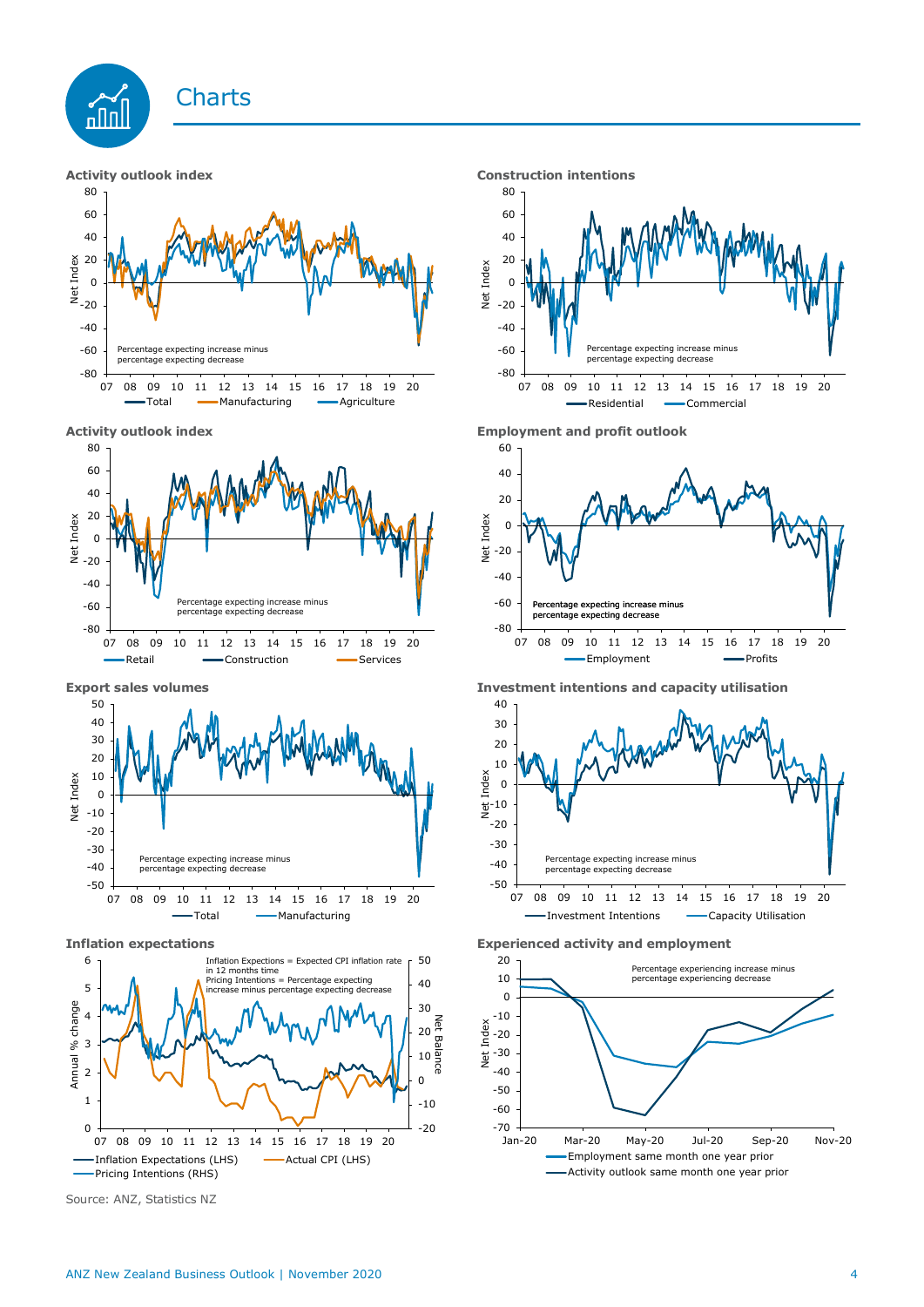## Charts

**Activity outlook index**

Net Index

Percentage expecting increase minus percentage expecting decrease

07 08 09 10 11 12 13 14 15 16 17 18 19 20

Total, Manufacturing, Agriculture

**Construction intentions**

Net Index

Percentage expecting increase minus percentage expecting decrease

07 08 09 10 11 12 13 14 15 16 17 18 19 20

Residential, Commercial

**Activity outlook index**

Net Index

Percentage expecting increase minus percentage expecting decrease

07 08 09 10 11 12 13 14 15 16 17 18 19 20

Retail, Construction, Services

**Employment and profit outlook**

Net Index

Percentage expecting increase minus percentage expecting decrease

07 08 09 10 11 12 13 14 15 16 17 18 19 20

Employment, Profits

**Export sales volumes**

Net Index

Percentage expecting increase minus percentage expecting decrease

07 08 09 10 11 12 13 14 15 16 17 18 19 20

Total, Manufacturing

**Investment intentions and capacity utilisation**

Net Index

Percentage expecting increase minus percentage expecting decrease

07 08 09 10 11 12 13 14 15 16 17 18 19 20

Investment Intentions, Capacity Utilisation

**Inflation expectations**

Inflation Expectations = Expected CPI inflation rate in 12 months time
Pricing Intentions = Percentage expecting increase minus percentage expecting decrease

Annual % change; Net Balance

07 08 09 10 11 12 13 14 15 16 17 18 19 20

Inflation Expectations (LHS), Actual CPI (LHS), Pricing Intentions (RHS)

**Experienced activity and employment**

Percentage experiencing increase minus percentage experiencing decrease

Net Index

Jan-20 Mar-20 May-20 Jul-20 Sep-20 Nov-20

Employment same month one year prior, Activity outlook same month one year prior

Source: ANZ, Statistics NZ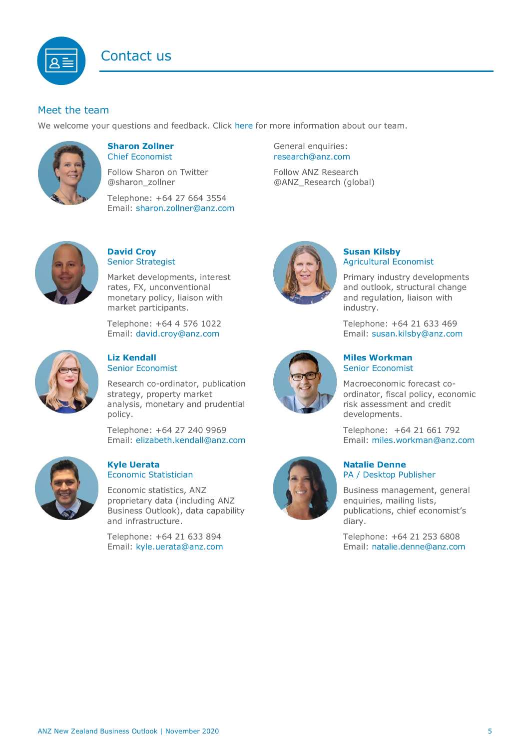# Contact us

## Meet the team

We welcome your questions and feedback. Click here for more information about our team.

**Sharon Zollner**
Chief Economist

Follow Sharon on Twitter @sharon_zollner

Telephone: +64 27 664 3554
Email: sharon.zollner@anz.com

General enquiries:
research@anz.com

Follow ANZ Research @ANZ_Research (global)

**David Croy**
Senior Strategist

Market developments, interest rates, FX, unconventional monetary policy, liaison with market participants.

Telephone: +64 4 576 1022
Email: david.croy@anz.com

**Susan Kilsby**
Agricultural Economist

Primary industry developments and outlook, structural change and regulation, liaison with industry.

Telephone: +64 21 633 469
Email: susan.kilsby@anz.com

**Liz Kendall**
Senior Economist

Research co-ordinator, publication strategy, property market analysis, monetary and prudential policy.

Telephone: +64 27 240 9969
Email: elizabeth.kendall@anz.com

**Miles Workman**
Senior Economist

Macroeconomic forecast co-ordinator, fiscal policy, economic risk assessment and credit developments.

Telephone: +64 21 661 792
Email: miles.workman@anz.com

**Kyle Uerata**
Economic Statistician

Economic statistics, ANZ proprietary data (including ANZ Business Outlook), data capability and infrastructure.

Telephone: +64 21 633 894
Email: kyle.uerata@anz.com

**Natalie Denne**
PA / Desktop Publisher

Business management, general enquiries, mailing lists, publications, chief economist's diary.

Telephone: +64 21 253 6808
Email: natalie.denne@anz.com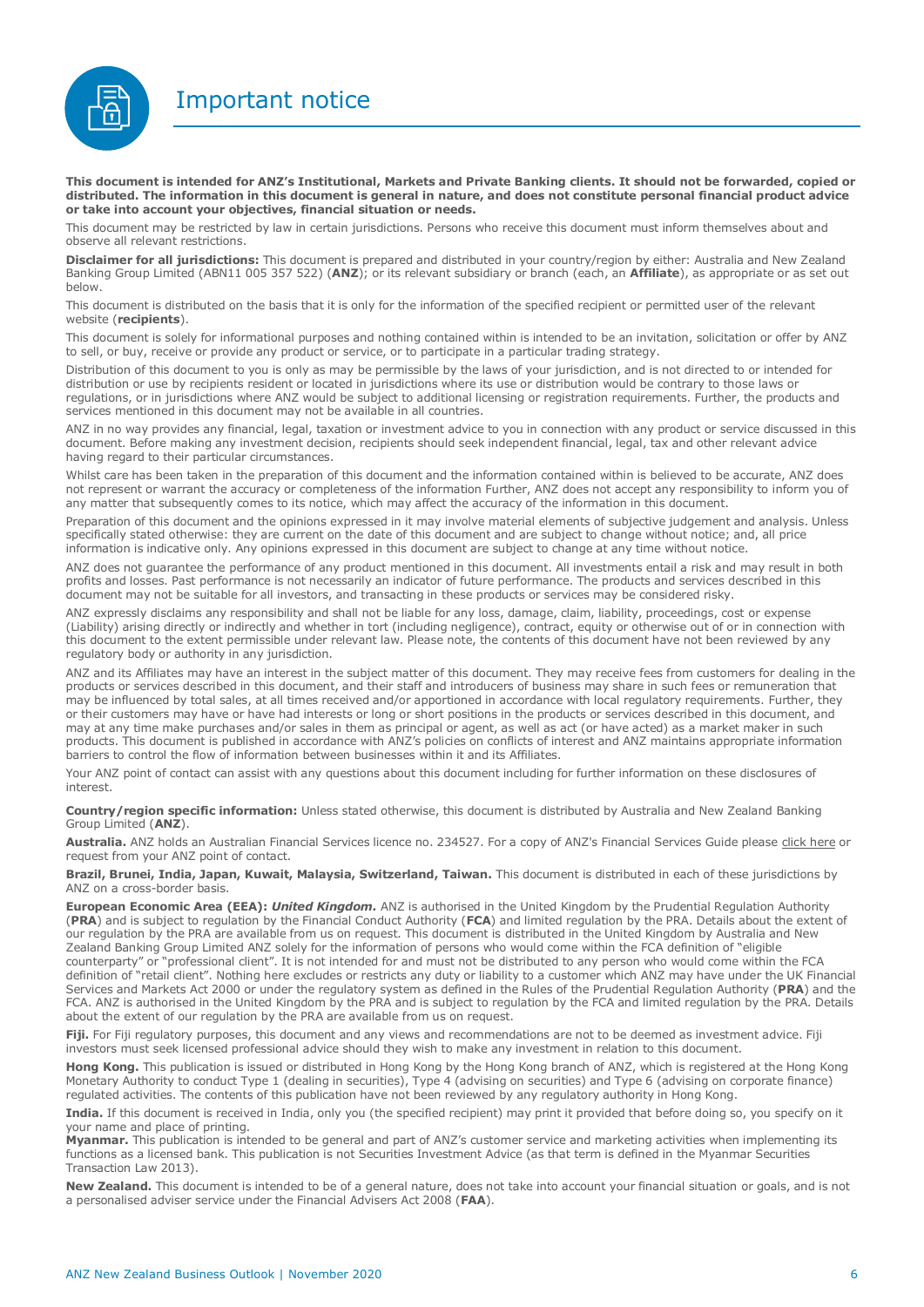# Important notice

**This document is intended for ANZ's Institutional, Markets and Private Banking clients. It should not be forwarded, copied or distributed. The information in this document is general in nature, and does not constitute personal financial product advice or take into account your objectives, financial situation or needs.**

This document may be restricted by law in certain jurisdictions. Persons who receive this document must inform themselves about and observe all relevant restrictions.

**Disclaimer for all jurisdictions:** This document is prepared and distributed in your country/region by either: Australia and New Zealand Banking Group Limited (ABN11 005 357 522) (**ANZ**); or its relevant subsidiary or branch (each, an **Affiliate**), as appropriate or as set out below.

This document is distributed on the basis that it is only for the information of the specified recipient or permitted user of the relevant website (**recipients**).

This document is solely for informational purposes and nothing contained within is intended to be an invitation, solicitation or offer by ANZ to sell, or buy, receive or provide any product or service, or to participate in a particular trading strategy.

Distribution of this document to you is only as may be permissible by the laws of your jurisdiction, and is not directed to or intended for distribution or use by recipients resident or located in jurisdictions where its use or distribution would be contrary to those laws or regulations, or in jurisdictions where ANZ would be subject to additional licensing or registration requirements. Further, the products and services mentioned in this document may not be available in all countries.

ANZ in no way provides any financial, legal, taxation or investment advice to you in connection with any product or service discussed in this document. Before making any investment decision, recipients should seek independent financial, legal, tax and other relevant advice having regard to their particular circumstances.

Whilst care has been taken in the preparation of this document and the information contained within is believed to be accurate, ANZ does not represent or warrant the accuracy or completeness of the information Further, ANZ does not accept any responsibility to inform you of any matter that subsequently comes to its notice, which may affect the accuracy of the information in this document.

Preparation of this document and the opinions expressed in it may involve material elements of subjective judgement and analysis. Unless specifically stated otherwise: they are current on the date of this document and are subject to change without notice; and, all price information is indicative only. Any opinions expressed in this document are subject to change at any time without notice.

ANZ does not guarantee the performance of any product mentioned in this document. All investments entail a risk and may result in both profits and losses. Past performance is not necessarily an indicator of future performance. The products and services described in this document may not be suitable for all investors, and transacting in these products or services may be considered risky.

ANZ expressly disclaims any responsibility and shall not be liable for any loss, damage, claim, liability, proceedings, cost or expense (Liability) arising directly or indirectly and whether in tort (including negligence), contract, equity or otherwise out of or in connection with this document to the extent permissible under relevant law. Please note, the contents of this document have not been reviewed by any regulatory body or authority in any jurisdiction.

ANZ and its Affiliates may have an interest in the subject matter of this document. They may receive fees from customers for dealing in the products or services described in this document, and their staff and introducers of business may share in such fees or remuneration that may be influenced by total sales, at all times received and/or apportioned in accordance with local regulatory requirements. Further, they or their customers may have or have had interests or long or short positions in the products or services described in this document, and may at any time make purchases and/or sales in them as principal or agent, as well as act (or have acted) as a market maker in such products. This document is published in accordance with ANZ's policies on conflicts of interest and ANZ maintains appropriate information barriers to control the flow of information between businesses within it and its Affiliates.

Your ANZ point of contact can assist with any questions about this document including for further information on these disclosures of interest.

**Country/region specific information:** Unless stated otherwise, this document is distributed by Australia and New Zealand Banking Group Limited (**ANZ**).

**Australia.** ANZ holds an Australian Financial Services licence no. 234527. For a copy of ANZ's Financial Services Guide please click here or request from your ANZ point of contact.

**Brazil, Brunei, India, Japan, Kuwait, Malaysia, Switzerland, Taiwan.** This document is distributed in each of these jurisdictions by ANZ on a cross-border basis.

**European Economic Area (EEA):** ***United Kingdom.*** ANZ is authorised in the United Kingdom by the Prudential Regulation Authority (**PRA**) and is subject to regulation by the Financial Conduct Authority (**FCA**) and limited regulation by the PRA. Details about the extent of our regulation by the PRA are available from us on request. This document is distributed in the United Kingdom by Australia and New Zealand Banking Group Limited ANZ solely for the information of persons who would come within the FCA definition of "eligible counterparty" or "professional client". It is not intended for and must not be distributed to any person who would come within the FCA definition of "retail client". Nothing here excludes or restricts any duty or liability to a customer which ANZ may have under the UK Financial Services and Markets Act 2000 or under the regulatory system as defined in the Rules of the Prudential Regulation Authority (**PRA**) and the FCA. ANZ is authorised in the United Kingdom by the PRA and is subject to regulation by the FCA and limited regulation by the PRA. Details about the extent of our regulation by the PRA are available from us on request.

**Fiji.** For Fiji regulatory purposes, this document and any views and recommendations are not to be deemed as investment advice. Fiji investors must seek licensed professional advice should they wish to make any investment in relation to this document.

**Hong Kong.** This publication is issued or distributed in Hong Kong by the Hong Kong branch of ANZ, which is registered at the Hong Kong Monetary Authority to conduct Type 1 (dealing in securities), Type 4 (advising on securities) and Type 6 (advising on corporate finance) regulated activities. The contents of this publication have not been reviewed by any regulatory authority in Hong Kong.

**India.** If this document is received in India, only you (the specified recipient) may print it provided that before doing so, you specify on it your name and place of printing.

**Myanmar.** This publication is intended to be general and part of ANZ's customer service and marketing activities when implementing its functions as a licensed bank. This publication is not Securities Investment Advice (as that term is defined in the Myanmar Securities Transaction Law 2013).

**New Zealand.** This document is intended to be of a general nature, does not take into account your financial situation or goals, and is not a personalised adviser service under the Financial Advisers Act 2008 (**FAA**).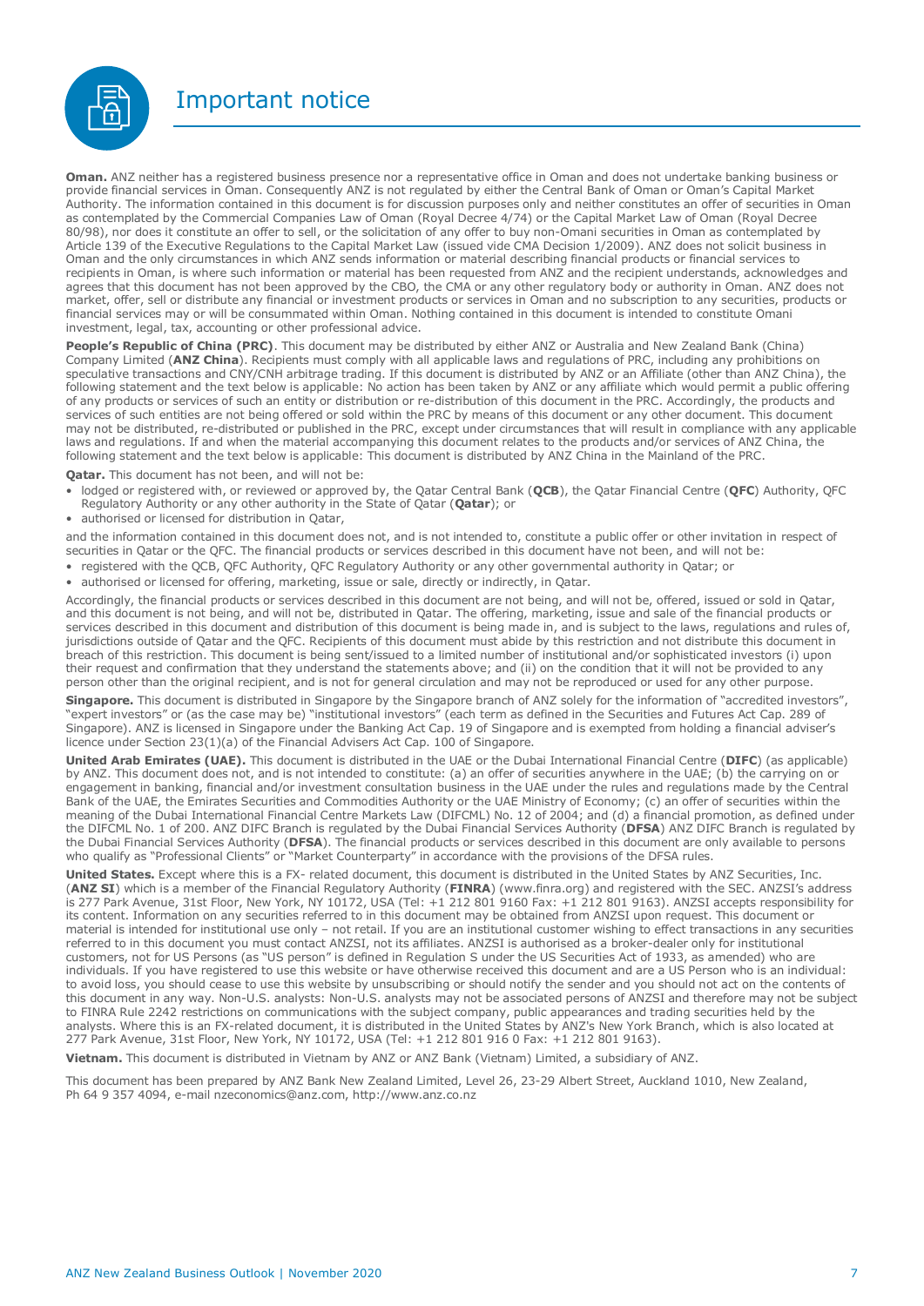# Important notice

**Oman.** ANZ neither has a registered business presence nor a representative office in Oman and does not undertake banking business or provide financial services in Oman. Consequently ANZ is not regulated by either the Central Bank of Oman or Oman's Capital Market Authority. The information contained in this document is for discussion purposes only and neither constitutes an offer of securities in Oman as contemplated by the Commercial Companies Law of Oman (Royal Decree 4/74) or the Capital Market Law of Oman (Royal Decree 80/98), nor does it constitute an offer to sell, or the solicitation of any offer to buy non-Omani securities in Oman as contemplated by Article 139 of the Executive Regulations to the Capital Market Law (issued vide CMA Decision 1/2009). ANZ does not solicit business in Oman and the only circumstances in which ANZ sends information or material describing financial products or financial services to recipients in Oman, is where such information or material has been requested from ANZ and the recipient understands, acknowledges and agrees that this document has not been approved by the CBO, the CMA or any other regulatory body or authority in Oman. ANZ does not market, offer, sell or distribute any financial or investment products or services in Oman and no subscription to any securities, products or financial services may or will be consummated within Oman. Nothing contained in this document is intended to constitute Omani investment, legal, tax, accounting or other professional advice.

**People's Republic of China (PRC)**. This document may be distributed by either ANZ or Australia and New Zealand Bank (China) Company Limited (**ANZ China**). Recipients must comply with all applicable laws and regulations of PRC, including any prohibitions on speculative transactions and CNY/CNH arbitrage trading. If this document is distributed by ANZ or an Affiliate (other than ANZ China), the following statement and the text below is applicable: No action has been taken by ANZ or any affiliate which would permit a public offering of any products or services of such an entity or distribution or re-distribution of this document in the PRC. Accordingly, the products and services of such entities are not being offered or sold within the PRC by means of this document or any other document. This document may not be distributed, re-distributed or published in the PRC, except under circumstances that will result in compliance with any applicable laws and regulations. If and when the material accompanying this document relates to the products and/or services of ANZ China, the following statement and the text below is applicable: This document is distributed by ANZ China in the Mainland of the PRC.

**Qatar.** This document has not been, and will not be:

- lodged or registered with, or reviewed or approved by, the Qatar Central Bank (**QCB**), the Qatar Financial Centre (**QFC**) Authority, QFC Regulatory Authority or any other authority in the State of Qatar (**Qatar**); or
- authorised or licensed for distribution in Qatar,

and the information contained in this document does not, and is not intended to, constitute a public offer or other invitation in respect of securities in Qatar or the QFC. The financial products or services described in this document have not been, and will not be:

- registered with the QCB, QFC Authority, QFC Regulatory Authority or any other governmental authority in Qatar; or
- authorised or licensed for offering, marketing, issue or sale, directly or indirectly, in Qatar.

Accordingly, the financial products or services described in this document are not being, and will not be, offered, issued or sold in Qatar, and this document is not being, and will not be, distributed in Qatar. The offering, marketing, issue and sale of the financial products or services described in this document and distribution of this document is being made in, and is subject to the laws, regulations and rules of, jurisdictions outside of Qatar and the QFC. Recipients of this document must abide by this restriction and not distribute this document in breach of this restriction. This document is being sent/issued to a limited number of institutional and/or sophisticated investors (i) upon their request and confirmation that they understand the statements above; and (ii) on the condition that it will not be provided to any person other than the original recipient, and is not for general circulation and may not be reproduced or used for any other purpose.

**Singapore.** This document is distributed in Singapore by the Singapore branch of ANZ solely for the information of "accredited investors", "expert investors" or (as the case may be) "institutional investors" (each term as defined in the Securities and Futures Act Cap. 289 of Singapore). ANZ is licensed in Singapore under the Banking Act Cap. 19 of Singapore and is exempted from holding a financial adviser's licence under Section 23(1)(a) of the Financial Advisers Act Cap. 100 of Singapore.

**United Arab Emirates (UAE).** This document is distributed in the UAE or the Dubai International Financial Centre (**DIFC**) (as applicable) by ANZ. This document does not, and is not intended to constitute: (a) an offer of securities anywhere in the UAE; (b) the carrying on or engagement in banking, financial and/or investment consultation business in the UAE under the rules and regulations made by the Central Bank of the UAE, the Emirates Securities and Commodities Authority or the UAE Ministry of Economy; (c) an offer of securities within the meaning of the Dubai International Financial Centre Markets Law (DIFCML) No. 12 of 2004; and (d) a financial promotion, as defined under the DIFCML No. 1 of 200. ANZ DIFC Branch is regulated by the Dubai Financial Services Authority (**DFSA**) ANZ DIFC Branch is regulated by the Dubai Financial Services Authority (**DFSA**). The financial products or services described in this document are only available to persons who qualify as "Professional Clients" or "Market Counterparty" in accordance with the provisions of the DFSA rules.

**United States.** Except where this is a FX- related document, this document is distributed in the United States by ANZ Securities, Inc. (**ANZ SI**) which is a member of the Financial Regulatory Authority (**FINRA**) (www.finra.org) and registered with the SEC. ANZSI's address is 277 Park Avenue, 31st Floor, New York, NY 10172, USA (Tel: +1 212 801 9160 Fax: +1 212 801 9163). ANZSI accepts responsibility for its content. Information on any securities referred to in this document may be obtained from ANZSI upon request. This document or material is intended for institutional use only – not retail. If you are an institutional customer wishing to effect transactions in any securities referred to in this document you must contact ANZSI, not its affiliates. ANZSI is authorised as a broker-dealer only for institutional customers, not for US Persons (as "US person" is defined in Regulation S under the US Securities Act of 1933, as amended) who are individuals. If you have registered to use this website or have otherwise received this document and are a US Person who is an individual: to avoid loss, you should cease to use this website by unsubscribing or should notify the sender and you should not act on the contents of this document in any way. Non-U.S. analysts: Non-U.S. analysts may not be associated persons of ANZSI and therefore may not be subject to FINRA Rule 2242 restrictions on communications with the subject company, public appearances and trading securities held by the analysts. Where this is an FX-related document, it is distributed in the United States by ANZ's New York Branch, which is also located at 277 Park Avenue, 31st Floor, New York, NY 10172, USA (Tel: +1 212 801 916 0 Fax: +1 212 801 9163).

**Vietnam.** This document is distributed in Vietnam by ANZ or ANZ Bank (Vietnam) Limited, a subsidiary of ANZ.

This document has been prepared by ANZ Bank New Zealand Limited, Level 26, 23-29 Albert Street, Auckland 1010, New Zealand, Ph 64 9 357 4094, e-mail nzeconomics@anz.com, http://www.anz.co.nz